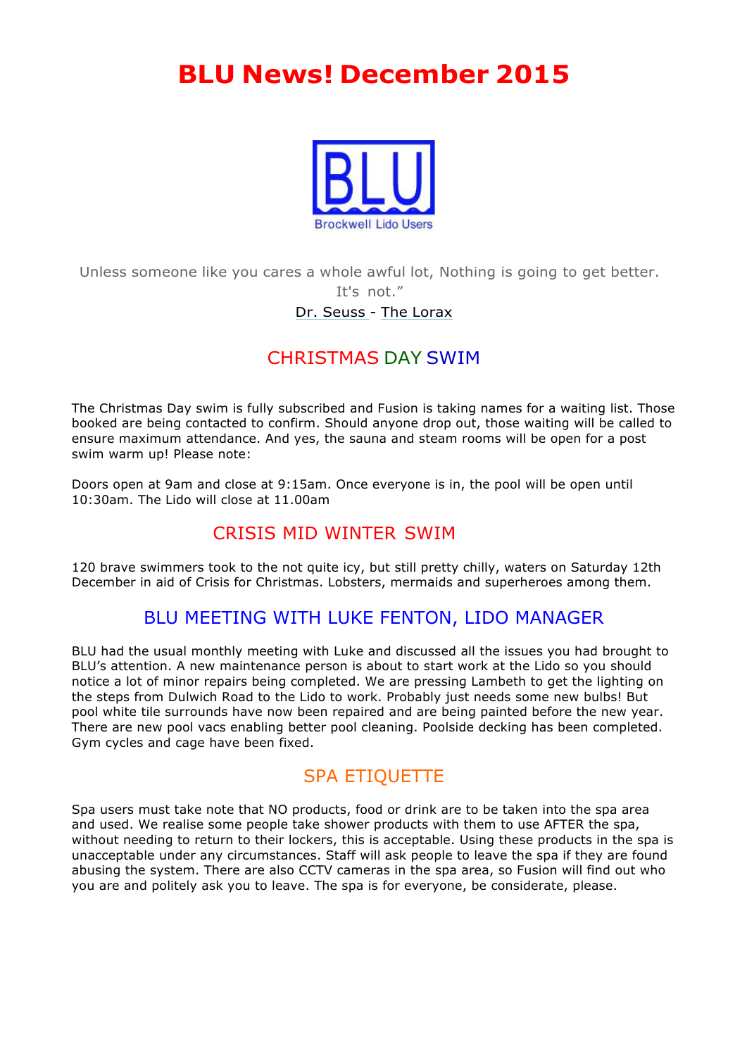# BLU News! December 2015

BLU

Brockwell Lido Users

Unless someone like you cares a whole awful lot, Nothing is going to get better. It's not."

Dr. Seuss - The Lorax

## CHRISTMAS DAY SWIM

The Christmas Day swim is fully subscribed and Fusion is taking names for a waiting list. Those booked are being contacted to confirm. Should anyone drop out, those waiting will be called to ensure maximum attendance. And yes, the sauna and steam rooms will be open for a post swim warm up! Please note:

Doors open at 9am and close at 9:15am. Once everyone is in, the pool will be open until 10:30am. The Lido will close at 11.00am

## CRISIS MID WINTER SWIM

120 brave swimmers took to the not quite icy, but still pretty chilly, waters on Saturday 12th December in aid of Crisis for Christmas. Lobsters, mermaids and superheroes among them.

## BLU MEETING WITH LUKE FENTON, LIDO MANAGER

BLU had the usual monthly meeting with Luke and discussed all the issues you had brought to BLU's attention. A new maintenance person is about to start work at the Lido so you should notice a lot of minor repairs being completed. We are pressing Lambeth to get the lighting on the steps from Dulwich Road to the Lido to work. Probably just needs some new bulbs! But pool white tile surrounds have now been repaired and are being painted before the new year. There are new pool vacs enabling better pool cleaning. Poolside decking has been completed. Gym cycles and cage have been fixed.

## SPA ETIQUETTE

Spa users must take note that NO products, food or drink are to be taken into the spa area and used. We realise some people take shower products with them to use AFTER the spa, without needing to return to their lockers, this is acceptable. Using these products in the spa is unacceptable under any circumstances. Staff will ask people to leave the spa if they are found abusing the system. There are also CCTV cameras in the spa area, so Fusion will find out who you are and politely ask you to leave. The spa is for everyone, be considerate, please.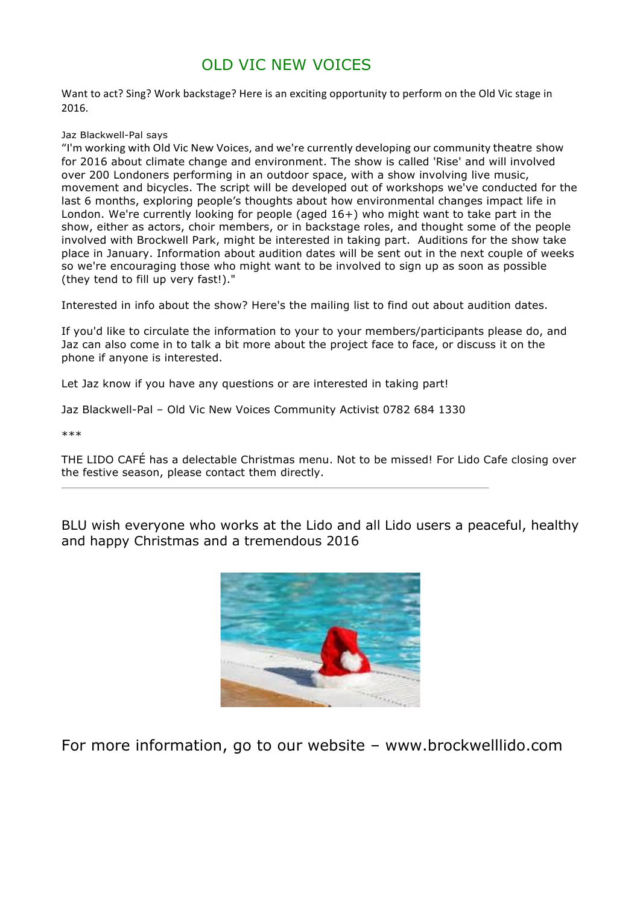## OLD VIC NEW VOICES

Want to act? Sing? Work backstage? Here is an exciting opportunity to perform on the Old Vic stage in 2016.

Jaz Blackwell-Pal says

"I'm working with Old Vic New Voices, and we're currently developing our community theatre show for 2016 about climate change and environment. The show is called 'Rise' and will involved over 200 Londoners performing in an outdoor space, with a show involving live music, movement and bicycles. The script will be developed out of workshops we've conducted for the last 6 months, exploring people's thoughts about how environmental changes impact life in London. We're currently looking for people (aged 16+) who might want to take part in the show, either as actors, choir members, or in backstage roles, and thought some of the people involved with Brockwell Park, might be interested in taking part. Auditions for the show take place in January. Information about audition dates will be sent out in the next couple of weeks so we're encouraging those who might want to be involved to sign up as soon as possible (they tend to fill up very fast!)."

Interested in info about the show? Here's the mailing list to find out about audition dates.

If you'd like to circulate the information to your to your members/participants please do, and Jaz can also come in to talk a bit more about the project face to face, or discuss it on the phone if anyone is interested.

Let Jaz know if you have any questions or are interested in taking part!

Jaz Blackwell-Pal – Old Vic New Voices Community Activist 0782 684 1330

***

THE LIDO CAFÉ has a delectable Christmas menu. Not to be missed! For Lido Cafe closing over the festive season, please contact them directly.

---

BLU wish everyone who works at the Lido and all Lido users a peaceful, healthy and happy Christmas and a tremendous 2016

For more information, go to our website – www.brockwelllido.com